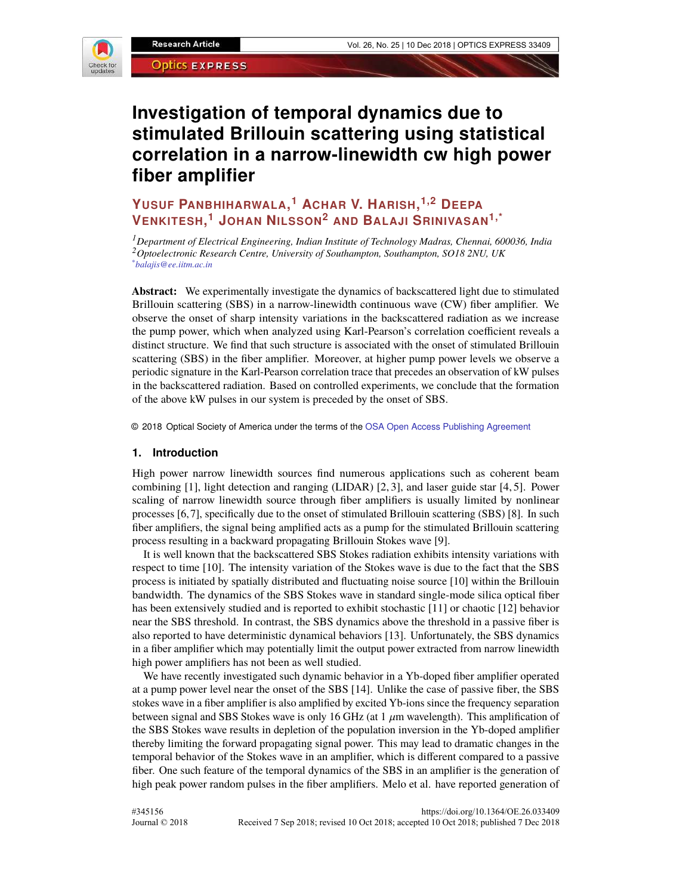# Investigation of temporal dynamics due to stimulated Brillouin scattering using statistical correlation in a narrow-linewidth cw high power fiber amplifier

**YUSUF PANBHIHARWALA,[1] ACHAR V. HARISH,[1,2] DEEPA VENKITESH,[1] JOHAN NILSSON[2] AND BALAJI SRINIVASAN[1,*]**

[1] *Department of Electrical Engineering, Indian Institute of Technology Madras, Chennai, 600036, India*
[2] *Optoelectronic Research Centre, University of Southampton, Southampton, SO18 2NU, UK*
[*] *balajis@ee.iitm.ac.in*

**Abstract:** We experimentally investigate the dynamics of backscattered light due to stimulated Brillouin scattering (SBS) in a narrow-linewidth continuous wave (CW) fiber amplifier. We observe the onset of sharp intensity variations in the backscattered radiation as we increase the pump power, which when analyzed using Karl-Pearson's correlation coefficient reveals a distinct structure. We find that such structure is associated with the onset of stimulated Brillouin scattering (SBS) in the fiber amplifier. Moreover, at higher pump power levels we observe a periodic signature in the Karl-Pearson correlation trace that precedes an observation of kW pulses in the backscattered radiation. Based on controlled experiments, we conclude that the formation of the above kW pulses in our system is preceded by the onset of SBS.

© 2018 Optical Society of America under the terms of the OSA Open Access Publishing Agreement

## 1. Introduction

High power narrow linewidth sources find numerous applications such as coherent beam combining [1], light detection and ranging (LIDAR) [2, 3], and laser guide star [4, 5]. Power scaling of narrow linewidth source through fiber amplifiers is usually limited by nonlinear processes [6, 7], specifically due to the onset of stimulated Brillouin scattering (SBS) [8]. In such fiber amplifiers, the signal being amplified acts as a pump for the stimulated Brillouin scattering process resulting in a backward propagating Brillouin Stokes wave [9].

It is well known that the backscattered SBS Stokes radiation exhibits intensity variations with respect to time [10]. The intensity variation of the Stokes wave is due to the fact that the SBS process is initiated by spatially distributed and fluctuating noise source [10] within the Brillouin bandwidth. The dynamics of the SBS Stokes wave in standard single-mode silica optical fiber has been extensively studied and is reported to exhibit stochastic [11] or chaotic [12] behavior near the SBS threshold. In contrast, the SBS dynamics above the threshold in a passive fiber is also reported to have deterministic dynamical behaviors [13]. Unfortunately, the SBS dynamics in a fiber amplifier which may potentially limit the output power extracted from narrow linewidth high power amplifiers has not been as well studied.

We have recently investigated such dynamic behavior in a Yb-doped fiber amplifier operated at a pump power level near the onset of the SBS [14]. Unlike the case of passive fiber, the SBS stokes wave in a fiber amplifier is also amplified by excited Yb-ions since the frequency separation between signal and SBS Stokes wave is only 16 GHz (at 1 $\mu$m wavelength). This amplification of the SBS Stokes wave results in depletion of the population inversion in the Yb-doped amplifier thereby limiting the forward propagating signal power. This may lead to dramatic changes in the temporal behavior of the Stokes wave in an amplifier, which is different compared to a passive fiber. One such feature of the temporal dynamics of the SBS in an amplifier is the generation of high peak power random pulses in the fiber amplifiers. Melo et al. have reported generation of

#345156 https://doi.org/10.1364/OE.26.033409
Journal © 2018 Received 7 Sep 2018; revised 10 Oct 2018; accepted 10 Oct 2018; published 7 Dec 2018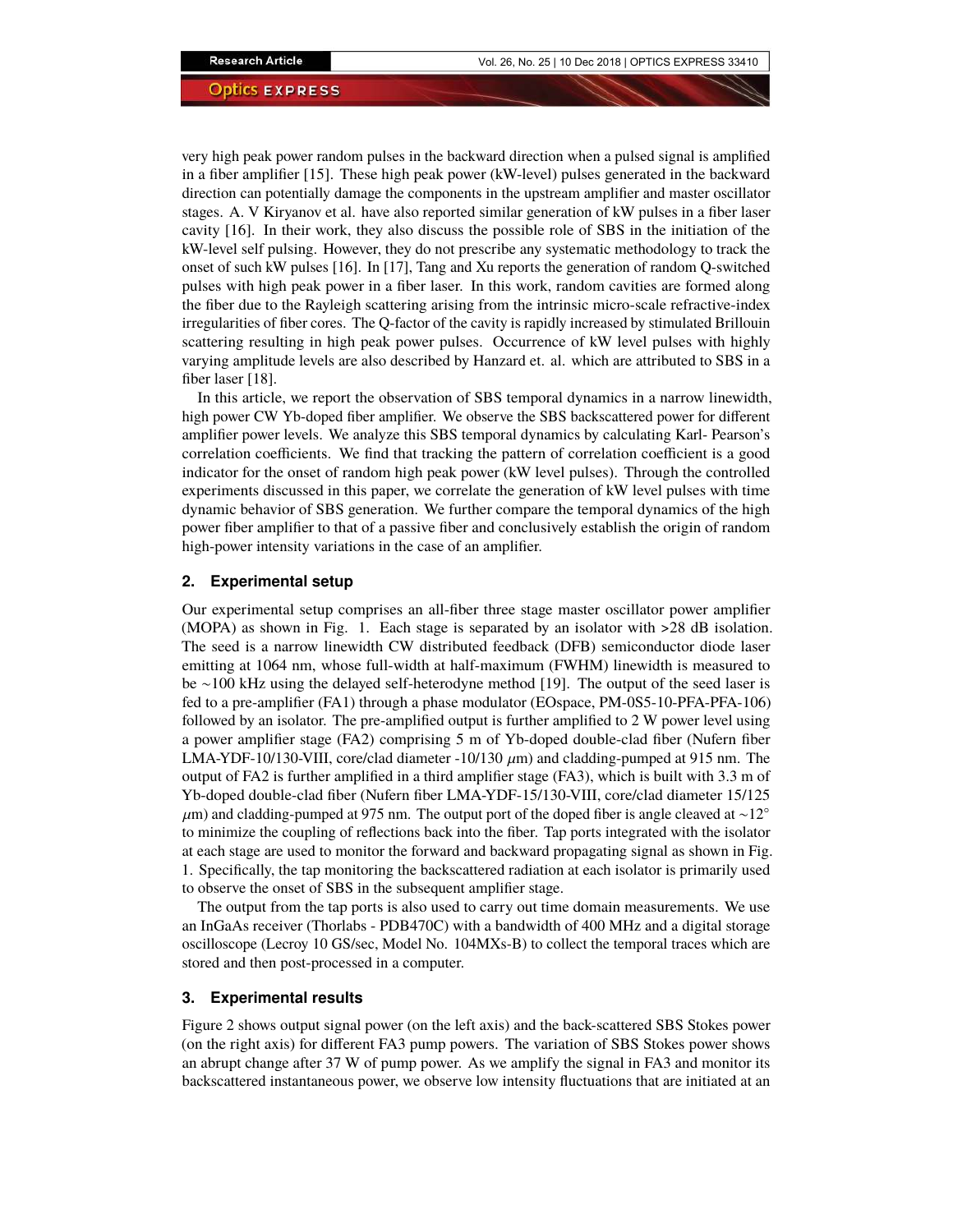very high peak power random pulses in the backward direction when a pulsed signal is amplified in a fiber amplifier [15]. These high peak power (kW-level) pulses generated in the backward direction can potentially damage the components in the upstream amplifier and master oscillator stages. A. V Kiryanov et al. have also reported similar generation of kW pulses in a fiber laser cavity [16]. In their work, they also discuss the possible role of SBS in the initiation of the kW-level self pulsing. However, they do not prescribe any systematic methodology to track the onset of such kW pulses [16]. In [17], Tang and Xu reports the generation of random Q-switched pulses with high peak power in a fiber laser. In this work, random cavities are formed along the fiber due to the Rayleigh scattering arising from the intrinsic micro-scale refractive-index irregularities of fiber cores. The Q-factor of the cavity is rapidly increased by stimulated Brillouin scattering resulting in high peak power pulses. Occurrence of kW level pulses with highly varying amplitude levels are also described by Hanzard et. al. which are attributed to SBS in a fiber laser [18].

In this article, we report the observation of SBS temporal dynamics in a narrow linewidth, high power CW Yb-doped fiber amplifier. We observe the SBS backscattered power for different amplifier power levels. We analyze this SBS temporal dynamics by calculating Karl- Pearson's correlation coefficients. We find that tracking the pattern of correlation coefficient is a good indicator for the onset of random high peak power (kW level pulses). Through the controlled experiments discussed in this paper, we correlate the generation of kW level pulses with time dynamic behavior of SBS generation. We further compare the temporal dynamics of the high power fiber amplifier to that of a passive fiber and conclusively establish the origin of random high-power intensity variations in the case of an amplifier.

## 2. Experimental setup

Our experimental setup comprises an all-fiber three stage master oscillator power amplifier (MOPA) as shown in Fig. 1. Each stage is separated by an isolator with >28 dB isolation. The seed is a narrow linewidth CW distributed feedback (DFB) semiconductor diode laser emitting at 1064 nm, whose full-width at half-maximum (FWHM) linewidth is measured to be ~100 kHz using the delayed self-heterodyne method [19]. The output of the seed laser is fed to a pre-amplifier (FA1) through a phase modulator (EOspace, PM-0S5-10-PFA-PFA-106) followed by an isolator. The pre-amplified output is further amplified to 2 W power level using a power amplifier stage (FA2) comprising 5 m of Yb-doped double-clad fiber (Nufern fiber LMA-YDF-10/130-VIII, core/clad diameter -10/130 $\mu$m) and cladding-pumped at 915 nm. The output of FA2 is further amplified in a third amplifier stage (FA3), which is built with 3.3 m of Yb-doped double-clad fiber (Nufern fiber LMA-YDF-15/130-VIII, core/clad diameter 15/125 $\mu$m) and cladding-pumped at 975 nm. The output port of the doped fiber is angle cleaved at ~12° to minimize the coupling of reflections back into the fiber. Tap ports integrated with the isolator at each stage are used to monitor the forward and backward propagating signal as shown in Fig. 1. Specifically, the tap monitoring the backscattered radiation at each isolator is primarily used to observe the onset of SBS in the subsequent amplifier stage.

The output from the tap ports is also used to carry out time domain measurements. We use an InGaAs receiver (Thorlabs - PDB470C) with a bandwidth of 400 MHz and a digital storage oscilloscope (Lecroy 10 GS/sec, Model No. 104MXs-B) to collect the temporal traces which are stored and then post-processed in a computer.

## 3. Experimental results

Figure 2 shows output signal power (on the left axis) and the back-scattered SBS Stokes power (on the right axis) for different FA3 pump powers. The variation of SBS Stokes power shows an abrupt change after 37 W of pump power. As we amplify the signal in FA3 and monitor its backscattered instantaneous power, we observe low intensity fluctuations that are initiated at an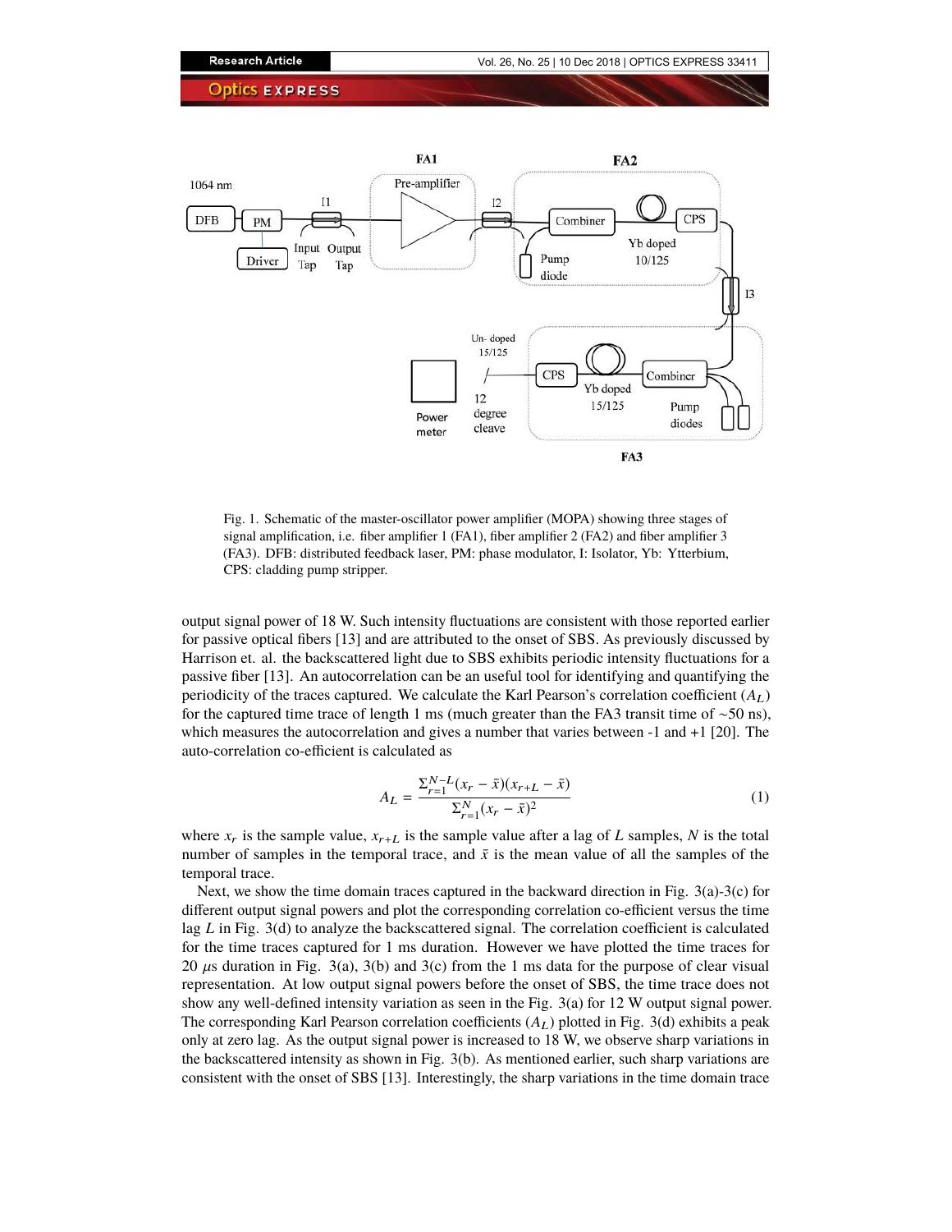Fig. 1. Schematic of the master-oscillator power amplifier (MOPA) showing three stages of signal amplification, i.e. fiber amplifier 1 (FA1), fiber amplifier 2 (FA2) and fiber amplifier 3 (FA3). DFB: distributed feedback laser, PM: phase modulator, I: Isolator, Yb: Ytterbium, CPS: cladding pump stripper.

output signal power of 18 W. Such intensity fluctuations are consistent with those reported earlier for passive optical fibers [13] and are attributed to the onset of SBS. As previously discussed by Harrison et. al. the backscattered light due to SBS exhibits periodic intensity fluctuations for a passive fiber [13]. An autocorrelation can be an useful tool for identifying and quantifying the periodicity of the traces captured. We calculate the Karl Pearson's correlation coefficient ($A_L$) for the captured time trace of length 1 ms (much greater than the FA3 transit time of ~50 ns), which measures the autocorrelation and gives a number that varies between -1 and +1 [20]. The auto-correlation co-efficient is calculated as

$$A_L = \frac{\Sigma_{r=1}^{N-L}(x_r - \bar{x})(x_{r+L} - \bar{x})}{\Sigma_{r=1}^{N}(x_r - \bar{x})^2} \tag{1}$$

where $x_r$ is the sample value, $x_{r+L}$ is the sample value after a lag of $L$ samples, $N$ is the total number of samples in the temporal trace, and $\bar{x}$ is the mean value of all the samples of the temporal trace.

Next, we show the time domain traces captured in the backward direction in Fig. 3(a)-3(c) for different output signal powers and plot the corresponding correlation co-efficient versus the time lag $L$ in Fig. 3(d) to analyze the backscattered signal. The correlation coefficient is calculated for the time traces captured for 1 ms duration. However we have plotted the time traces for 20 $\mu$s duration in Fig. 3(a), 3(b) and 3(c) from the 1 ms data for the purpose of clear visual representation. At low output signal powers before the onset of SBS, the time trace does not show any well-defined intensity variation as seen in the Fig. 3(a) for 12 W output signal power. The corresponding Karl Pearson correlation coefficients ($A_L$) plotted in Fig. 3(d) exhibits a peak only at zero lag. As the output signal power is increased to 18 W, we observe sharp variations in the backscattered intensity as shown in Fig. 3(b). As mentioned earlier, such sharp variations are consistent with the onset of SBS [13]. Interestingly, the sharp variations in the time domain trace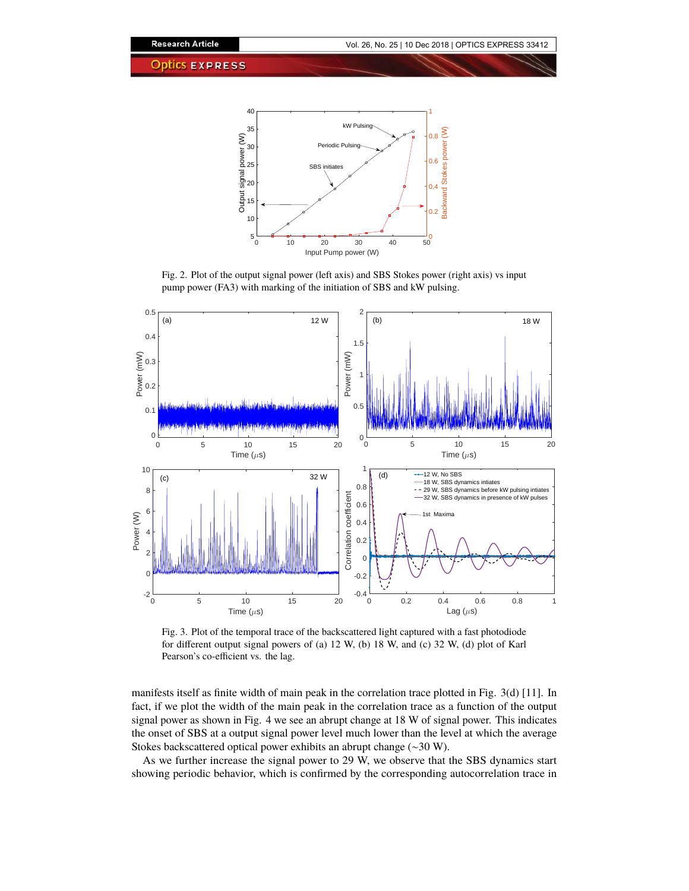Fig. 2. Plot of the output signal power (left axis) and SBS Stokes power (right axis) vs input pump power (FA3) with marking of the initiation of SBS and kW pulsing.

Fig. 3. Plot of the temporal trace of the backscattered light captured with a fast photodiode for different output signal powers of (a) 12 W, (b) 18 W, and (c) 32 W, (d) plot of Karl Pearson's co-efficient vs. the lag.

manifests itself as finite width of main peak in the correlation trace plotted in Fig. 3(d) [11]. In fact, if we plot the width of the main peak in the correlation trace as a function of the output signal power as shown in Fig. 4 we see an abrupt change at 18 W of signal power. This indicates the onset of SBS at a output signal power level much lower than the level at which the average Stokes backscattered optical power exhibits an abrupt change (~30 W).

As we further increase the signal power to 29 W, we observe that the SBS dynamics start showing periodic behavior, which is confirmed by the corresponding autocorrelation trace in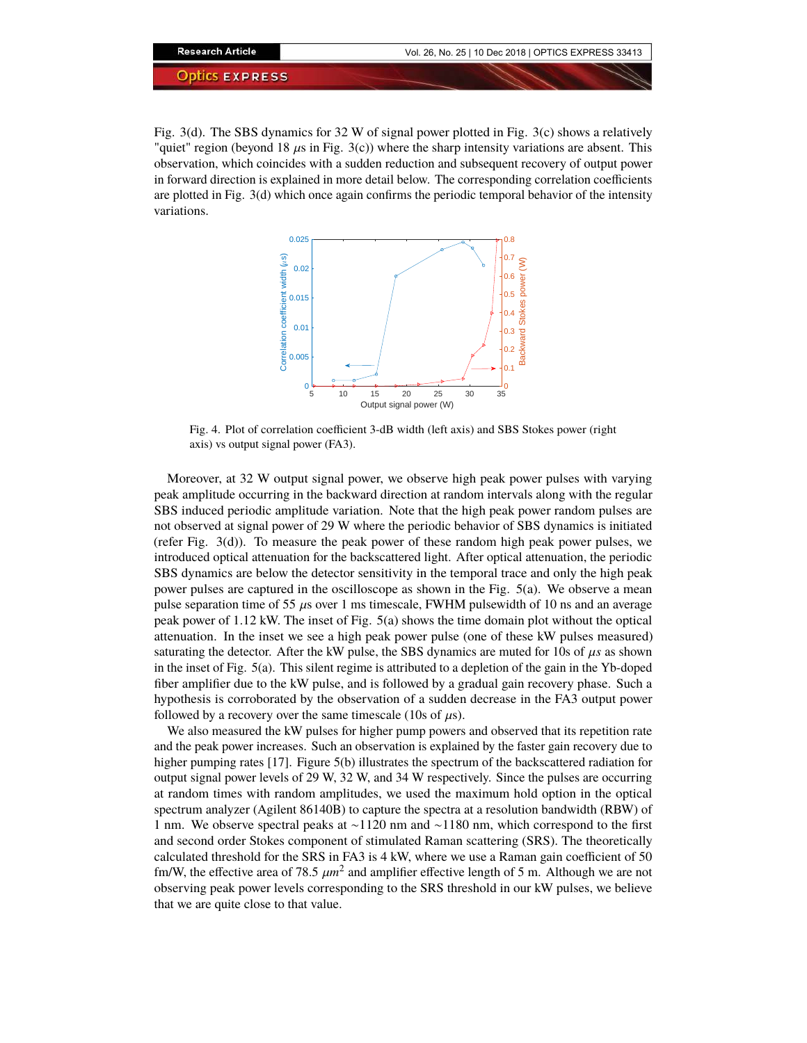Fig. 3(d). The SBS dynamics for 32 W of signal power plotted in Fig. 3(c) shows a relatively "quiet" region (beyond 18 $\mu$s in Fig. 3(c)) where the sharp intensity variations are absent. This observation, which coincides with a sudden reduction and subsequent recovery of output power in forward direction is explained in more detail below. The corresponding correlation coefficients are plotted in Fig. 3(d) which once again confirms the periodic temporal behavior of the intensity variations.

Fig. 4. Plot of correlation coefficient 3-dB width (left axis) and SBS Stokes power (right axis) vs output signal power (FA3).

Moreover, at 32 W output signal power, we observe high peak power pulses with varying peak amplitude occurring in the backward direction at random intervals along with the regular SBS induced periodic amplitude variation. Note that the high peak power random pulses are not observed at signal power of 29 W where the periodic behavior of SBS dynamics is initiated (refer Fig. 3(d)). To measure the peak power of these random high peak power pulses, we introduced optical attenuation for the backscattered light. After optical attenuation, the periodic SBS dynamics are below the detector sensitivity in the temporal trace and only the high peak power pulses are captured in the oscilloscope as shown in the Fig. 5(a). We observe a mean pulse separation time of 55 $\mu$s over 1 ms timescale, FWHM pulsewidth of 10 ns and an average peak power of 1.12 kW. The inset of Fig. 5(a) shows the time domain plot without the optical attenuation. In the inset we see a high peak power pulse (one of these kW pulses measured) saturating the detector. After the kW pulse, the SBS dynamics are muted for 10s of $\mu s$ as shown in the inset of Fig. 5(a). This silent regime is attributed to a depletion of the gain in the Yb-doped fiber amplifier due to the kW pulse, and is followed by a gradual gain recovery phase. Such a hypothesis is corroborated by the observation of a sudden decrease in the FA3 output power followed by a recovery over the same timescale (10s of $\mu$s).

We also measured the kW pulses for higher pump powers and observed that its repetition rate and the peak power increases. Such an observation is explained by the faster gain recovery due to higher pumping rates [17]. Figure 5(b) illustrates the spectrum of the backscattered radiation for output signal power levels of 29 W, 32 W, and 34 W respectively. Since the pulses are occurring at random times with random amplitudes, we used the maximum hold option in the optical spectrum analyzer (Agilent 86140B) to capture the spectra at a resolution bandwidth (RBW) of 1 nm. We observe spectral peaks at ~1120 nm and ~1180 nm, which correspond to the first and second order Stokes component of stimulated Raman scattering (SRS). The theoretically calculated threshold for the SRS in FA3 is 4 kW, where we use a Raman gain coefficient of 50 fm/W, the effective area of 78.5 $\mu m^2$ and amplifier effective length of 5 m. Although we are not observing peak power levels corresponding to the SRS threshold in our kW pulses, we believe that we are quite close to that value.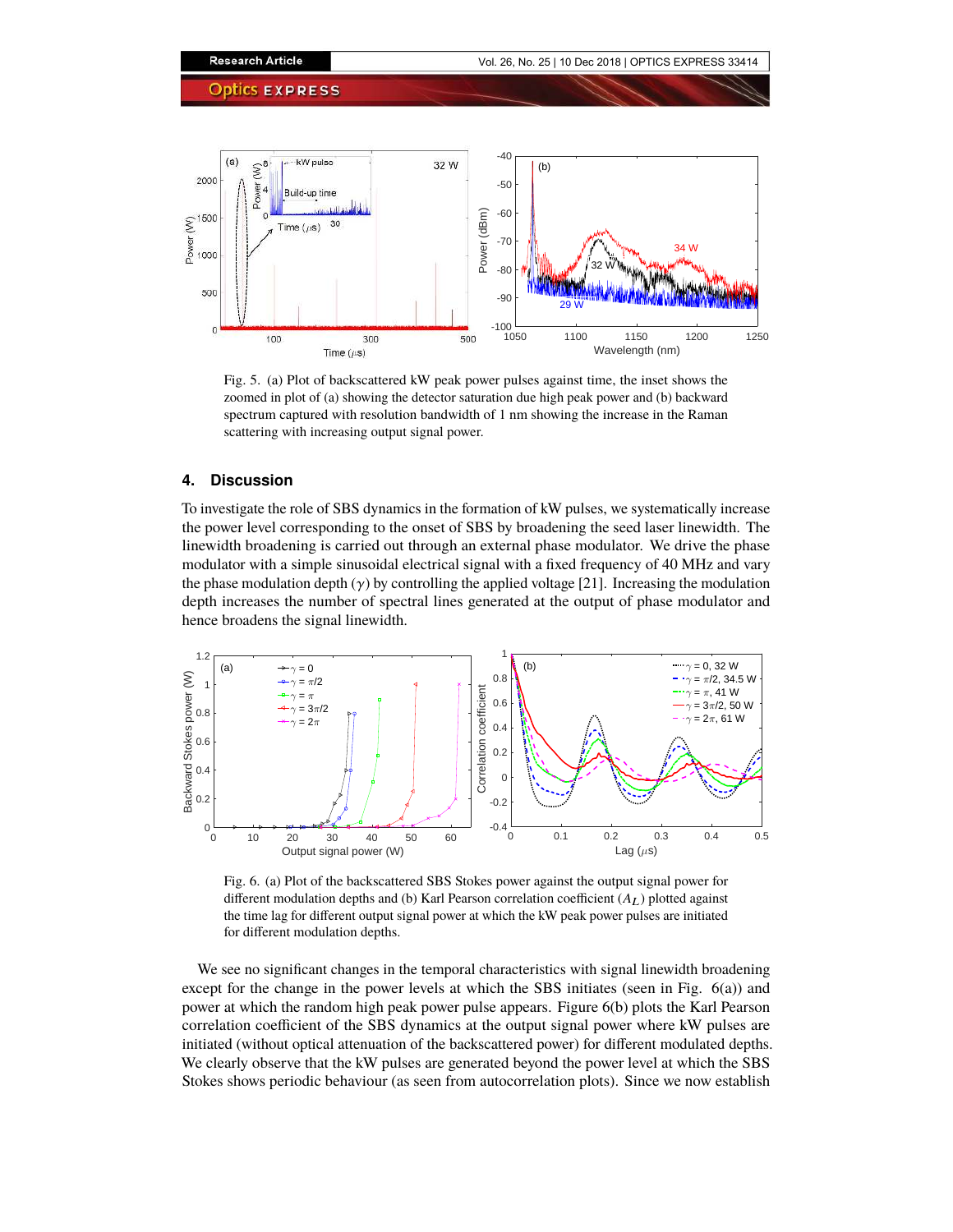Fig. 5. (a) Plot of backscattered kW peak power pulses against time, the inset shows the zoomed in plot of (a) showing the detector saturation due high peak power and (b) backward spectrum captured with resolution bandwidth of 1 nm showing the increase in the Raman scattering with increasing output signal power.

## 4. Discussion

To investigate the role of SBS dynamics in the formation of kW pulses, we systematically increase the power level corresponding to the onset of SBS by broadening the seed laser linewidth. The linewidth broadening is carried out through an external phase modulator. We drive the phase modulator with a simple sinusoidal electrical signal with a fixed frequency of 40 MHz and vary the phase modulation depth ($\gamma$) by controlling the applied voltage [21]. Increasing the modulation depth increases the number of spectral lines generated at the output of phase modulator and hence broadens the signal linewidth.

Fig. 6. (a) Plot of the backscattered SBS Stokes power against the output signal power for different modulation depths and (b) Karl Pearson correlation coefficient ($A_L$) plotted against the time lag for different output signal power at which the kW peak power pulses are initiated for different modulation depths.

We see no significant changes in the temporal characteristics with signal linewidth broadening except for the change in the power levels at which the SBS initiates (seen in Fig. 6(a)) and power at which the random high peak power pulse appears. Figure 6(b) plots the Karl Pearson correlation coefficient of the SBS dynamics at the output signal power where kW pulses are initiated (without optical attenuation of the backscattered power) for different modulated depths. We clearly observe that the kW pulses are generated beyond the power level at which the SBS Stokes shows periodic behaviour (as seen from autocorrelation plots). Since we now establish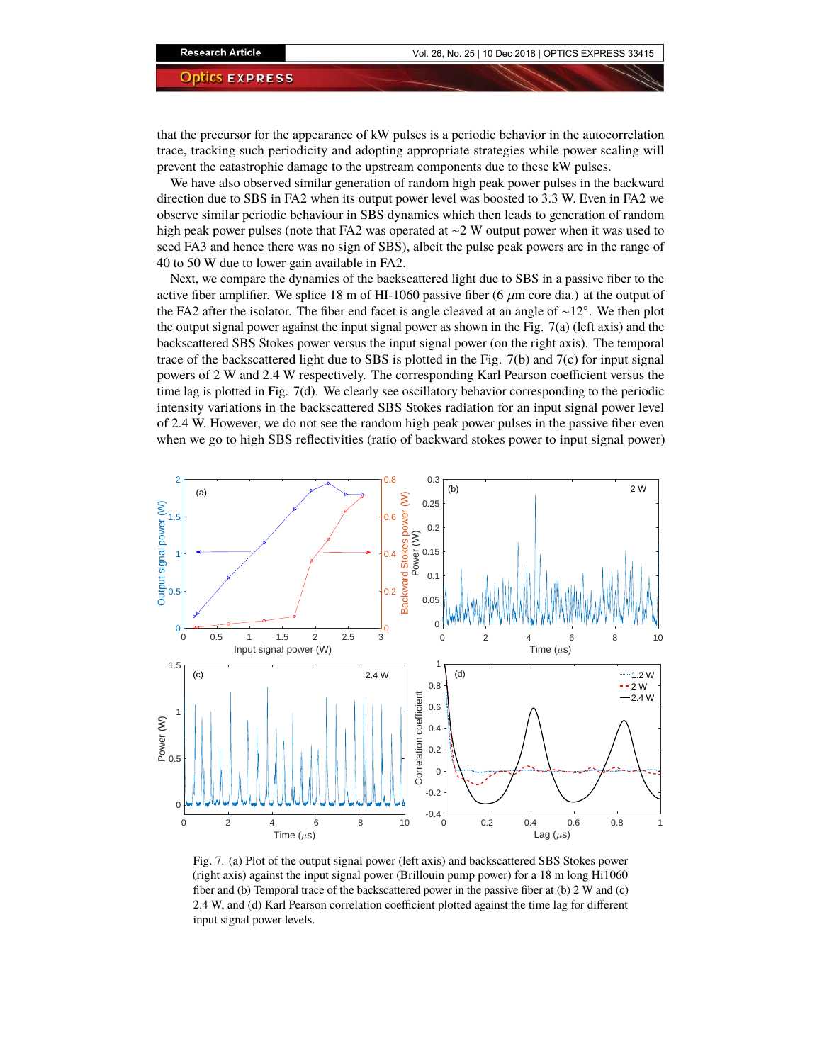that the precursor for the appearance of kW pulses is a periodic behavior in the autocorrelation trace, tracking such periodicity and adopting appropriate strategies while power scaling will prevent the catastrophic damage to the upstream components due to these kW pulses.

We have also observed similar generation of random high peak power pulses in the backward direction due to SBS in FA2 when its output power level was boosted to 3.3 W. Even in FA2 we observe similar periodic behaviour in SBS dynamics which then leads to generation of random high peak power pulses (note that FA2 was operated at ~2 W output power when it was used to seed FA3 and hence there was no sign of SBS), albeit the pulse peak powers are in the range of 40 to 50 W due to lower gain available in FA2.

Next, we compare the dynamics of the backscattered light due to SBS in a passive fiber to the active fiber amplifier. We splice 18 m of HI-1060 passive fiber (6 $\mu$m core dia.) at the output of the FA2 after the isolator. The fiber end facet is angle cleaved at an angle of ~12°. We then plot the output signal power against the input signal power as shown in the Fig. 7(a) (left axis) and the backscattered SBS Stokes power versus the input signal power (on the right axis). The temporal trace of the backscattered light due to SBS is plotted in the Fig. 7(b) and 7(c) for input signal powers of 2 W and 2.4 W respectively. The corresponding Karl Pearson coefficient versus the time lag is plotted in Fig. 7(d). We clearly see oscillatory behavior corresponding to the periodic intensity variations in the backscattered SBS Stokes radiation for an input signal power level of 2.4 W. However, we do not see the random high peak power pulses in the passive fiber even when we go to high SBS reflectivities (ratio of backward stokes power to input signal power)

Fig. 7. (a) Plot of the output signal power (left axis) and backscattered SBS Stokes power (right axis) against the input signal power (Brillouin pump power) for a 18 m long Hi1060 fiber and (b) Temporal trace of the backscattered power in the passive fiber at (b) 2 W and (c) 2.4 W, and (d) Karl Pearson correlation coefficient plotted against the time lag for different input signal power levels.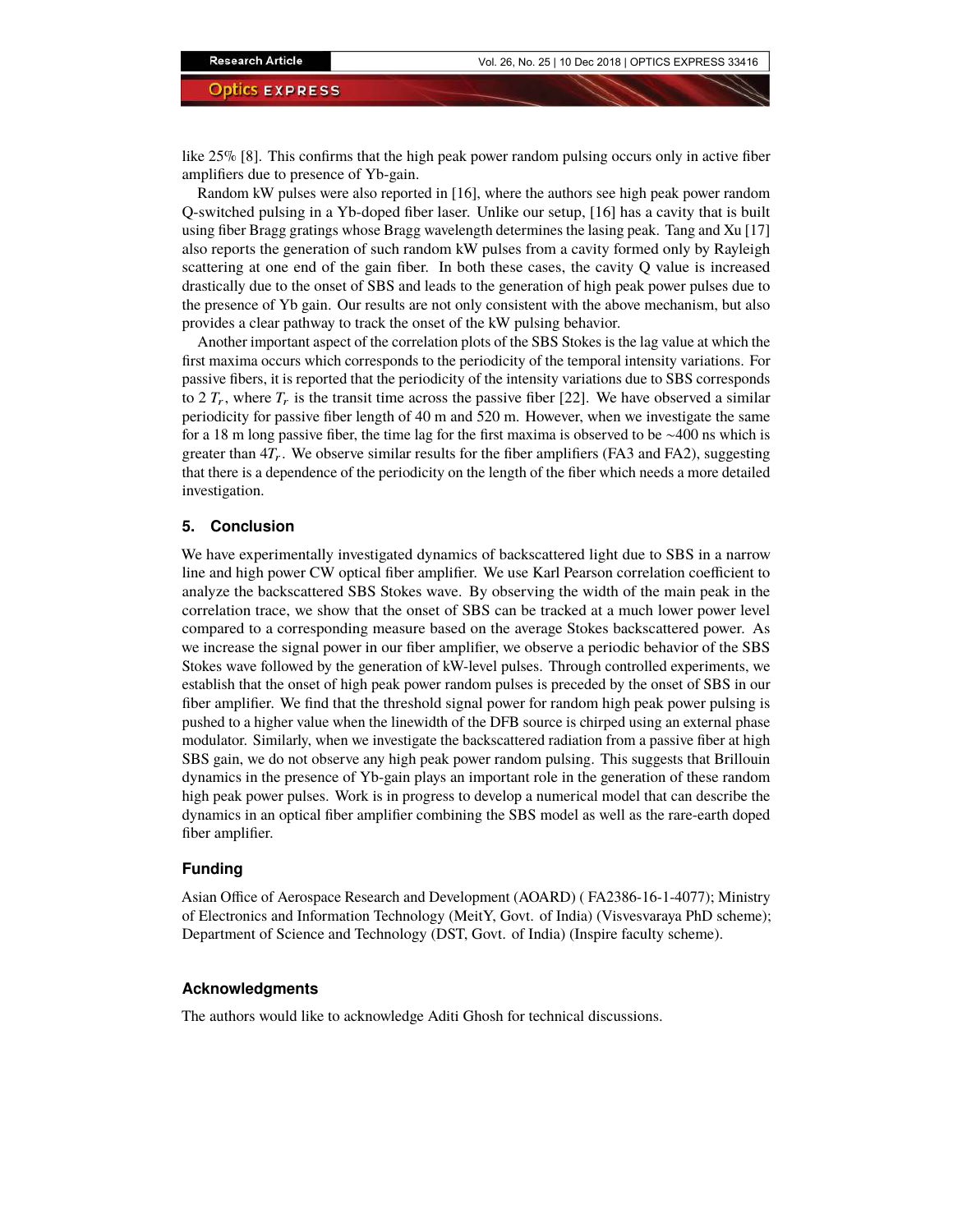like 25% [8]. This confirms that the high peak power random pulsing occurs only in active fiber amplifiers due to presence of Yb-gain.

Random kW pulses were also reported in [16], where the authors see high peak power random Q-switched pulsing in a Yb-doped fiber laser. Unlike our setup, [16] has a cavity that is built using fiber Bragg gratings whose Bragg wavelength determines the lasing peak. Tang and Xu [17] also reports the generation of such random kW pulses from a cavity formed only by Rayleigh scattering at one end of the gain fiber. In both these cases, the cavity Q value is increased drastically due to the onset of SBS and leads to the generation of high peak power pulses due to the presence of Yb gain. Our results are not only consistent with the above mechanism, but also provides a clear pathway to track the onset of the kW pulsing behavior.

Another important aspect of the correlation plots of the SBS Stokes is the lag value at which the first maxima occurs which corresponds to the periodicity of the temporal intensity variations. For passive fibers, it is reported that the periodicity of the intensity variations due to SBS corresponds to 2 $T_r$, where $T_r$ is the transit time across the passive fiber [22]. We have observed a similar periodicity for passive fiber length of 40 m and 520 m. However, when we investigate the same for a 18 m long passive fiber, the time lag for the first maxima is observed to be ~400 ns which is greater than $4T_r$. We observe similar results for the fiber amplifiers (FA3 and FA2), suggesting that there is a dependence of the periodicity on the length of the fiber which needs a more detailed investigation.

## 5. Conclusion

We have experimentally investigated dynamics of backscattered light due to SBS in a narrow line and high power CW optical fiber amplifier. We use Karl Pearson correlation coefficient to analyze the backscattered SBS Stokes wave. By observing the width of the main peak in the correlation trace, we show that the onset of SBS can be tracked at a much lower power level compared to a corresponding measure based on the average Stokes backscattered power. As we increase the signal power in our fiber amplifier, we observe a periodic behavior of the SBS Stokes wave followed by the generation of kW-level pulses. Through controlled experiments, we establish that the onset of high peak power random pulses is preceded by the onset of SBS in our fiber amplifier. We find that the threshold signal power for random high peak power pulsing is pushed to a higher value when the linewidth of the DFB source is chirped using an external phase modulator. Similarly, when we investigate the backscattered radiation from a passive fiber at high SBS gain, we do not observe any high peak power random pulsing. This suggests that Brillouin dynamics in the presence of Yb-gain plays an important role in the generation of these random high peak power pulses. Work is in progress to develop a numerical model that can describe the dynamics in an optical fiber amplifier combining the SBS model as well as the rare-earth doped fiber amplifier.

### Funding

Asian Office of Aerospace Research and Development (AOARD) ( FA2386-16-1-4077); Ministry of Electronics and Information Technology (MeitY, Govt. of India) (Visvesvaraya PhD scheme); Department of Science and Technology (DST, Govt. of India) (Inspire faculty scheme).

### Acknowledgments

The authors would like to acknowledge Aditi Ghosh for technical discussions.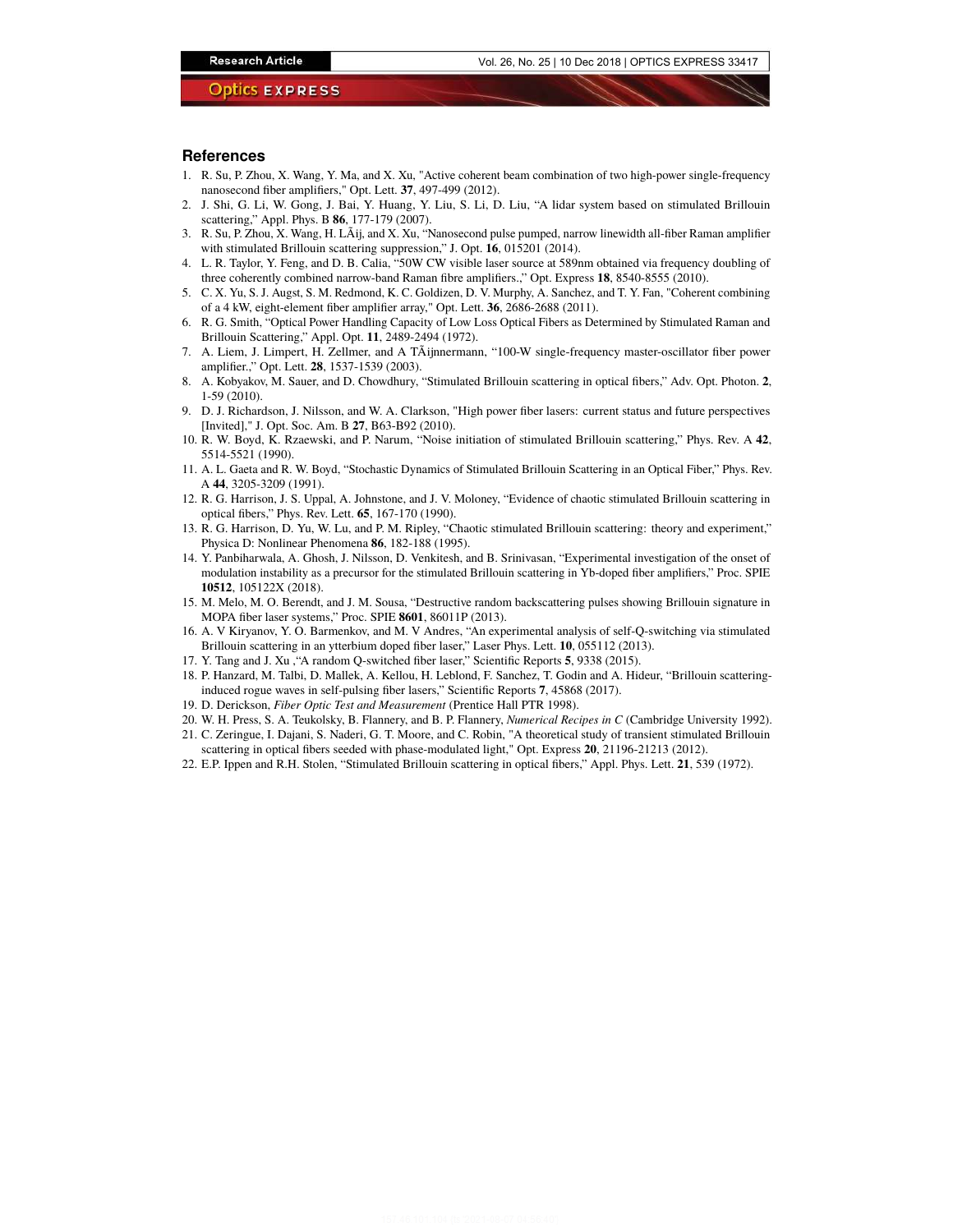## References

1. R. Su, P. Zhou, X. Wang, Y. Ma, and X. Xu, "Active coherent beam combination of two high-power single-frequency nanosecond fiber amplifiers," Opt. Lett. **37**, 497-499 (2012).
2. J. Shi, G. Li, W. Gong, J. Bai, Y. Huang, Y. Liu, S. Li, D. Liu, "A lidar system based on stimulated Brillouin scattering," Appl. Phys. B **86**, 177-179 (2007).
3. R. Su, P. Zhou, X. Wang, H. LÃij, and X. Xu, "Nanosecond pulse pumped, narrow linewidth all-fiber Raman amplifier with stimulated Brillouin scattering suppression," J. Opt. **16**, 015201 (2014).
4. L. R. Taylor, Y. Feng, and D. B. Calia, "50W CW visible laser source at 589nm obtained via frequency doubling of three coherently combined narrow-band Raman fibre amplifiers.," Opt. Express **18**, 8540-8555 (2010).
5. C. X. Yu, S. J. Augst, S. M. Redmond, K. C. Goldizen, D. V. Murphy, A. Sanchez, and T. Y. Fan, "Coherent combining of a 4 kW, eight-element fiber amplifier array," Opt. Lett. **36**, 2686-2688 (2011).
6. R. G. Smith, "Optical Power Handling Capacity of Low Loss Optical Fibers as Determined by Stimulated Raman and Brillouin Scattering," Appl. Opt. **11**, 2489-2494 (1972).
7. A. Liem, J. Limpert, H. Zellmer, and A TÃijnnermann, "100-W single-frequency master-oscillator fiber power amplifier.," Opt. Lett. **28**, 1537-1539 (2003).
8. A. Kobyakov, M. Sauer, and D. Chowdhury, "Stimulated Brillouin scattering in optical fibers," Adv. Opt. Photon. **2**, 1-59 (2010).
9. D. J. Richardson, J. Nilsson, and W. A. Clarkson, "High power fiber lasers: current status and future perspectives [Invited]," J. Opt. Soc. Am. B **27**, B63-B92 (2010).
10. R. W. Boyd, K. Rzaewski, and P. Narum, "Noise initiation of stimulated Brillouin scattering," Phys. Rev. A **42**, 5514-5521 (1990).
11. A. L. Gaeta and R. W. Boyd, "Stochastic Dynamics of Stimulated Brillouin Scattering in an Optical Fiber," Phys. Rev. A **44**, 3205-3209 (1991).
12. R. G. Harrison, J. S. Uppal, A. Johnstone, and J. V. Moloney, "Evidence of chaotic stimulated Brillouin scattering in optical fibers," Phys. Rev. Lett. **65**, 167-170 (1990).
13. R. G. Harrison, D. Yu, W. Lu, and P. M. Ripley, "Chaotic stimulated Brillouin scattering: theory and experiment," Physica D: Nonlinear Phenomena **86**, 182-188 (1995).
14. Y. Panbiharwala, A. Ghosh, J. Nilsson, D. Venkitesh, and B. Srinivasan, "Experimental investigation of the onset of modulation instability as a precursor for the stimulated Brillouin scattering in Yb-doped fiber amplifiers," Proc. SPIE **10512**, 105122X (2018).
15. M. Melo, M. O. Berendt, and J. M. Sousa, "Destructive random backscattering pulses showing Brillouin signature in MOPA fiber laser systems," Proc. SPIE **8601**, 86011P (2013).
16. A. V Kiryanov, Y. O. Barmenkov, and M. V Andres, "An experimental analysis of self-Q-switching via stimulated Brillouin scattering in an ytterbium doped fiber laser," Laser Phys. Lett. **10**, 055112 (2013).
17. Y. Tang and J. Xu ,"A random Q-switched fiber laser," Scientific Reports **5**, 9338 (2015).
18. P. Hanzard, M. Talbi, D. Mallek, A. Kellou, H. Leblond, F. Sanchez, T. Godin and A. Hideur, "Brillouin scattering-induced rogue waves in self-pulsing fiber lasers," Scientific Reports **7**, 45868 (2017).
19. D. Derickson, *Fiber Optic Test and Measurement* (Prentice Hall PTR 1998).
20. W. H. Press, S. A. Teukolsky, B. Flannery, and B. P. Flannery, *Numerical Recipes in C* (Cambridge University 1992).
21. C. Zeringue, I. Dajani, S. Naderi, G. T. Moore, and C. Robin, "A theoretical study of transient stimulated Brillouin scattering in optical fibers seeded with phase-modulated light," Opt. Express **20**, 21196-21213 (2012).
22. E.P. Ippen and R.H. Stolen, "Stimulated Brillouin scattering in optical fibers," Appl. Phys. Lett. **21**, 539 (1972).